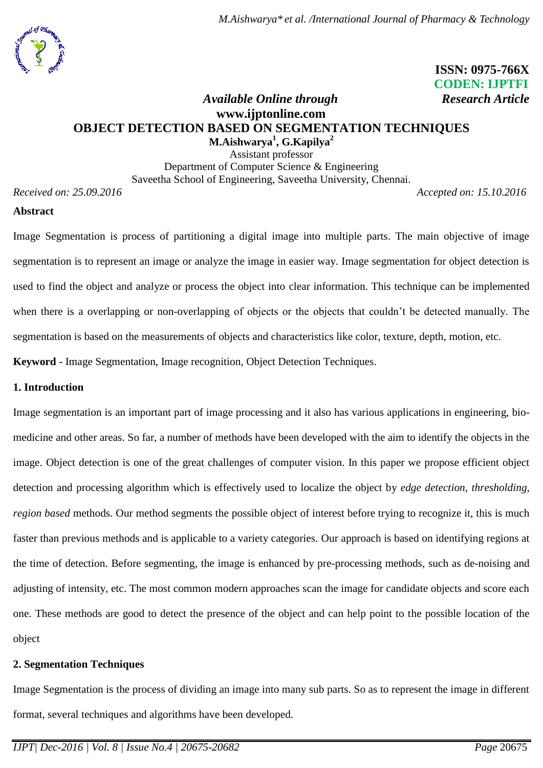ISSN: 0975-766X
CODEN: IJPTFI

*Available Online through* *Research Article*

**www.ijptonline.com**

# OBJECT DETECTION BASED ON SEGMENTATION TECHNIQUES

**M.Aishwarya[1], G.Kapilya[2]**

Assistant professor
Department of Computer Science & Engineering
Saveetha School of Engineering, Saveetha University, Chennai.

*Received on: 25.09.2016* *Accepted on: 15.10.2016*

**Abstract**

Image Segmentation is process of partitioning a digital image into multiple parts. The main objective of image segmentation is to represent an image or analyze the image in easier way. Image segmentation for object detection is used to find the object and analyze or process the object into clear information. This technique can be implemented when there is a overlapping or non-overlapping of objects or the objects that couldn't be detected manually. The segmentation is based on the measurements of objects and characteristics like color, texture, depth, motion, etc.

**Keyword** - Image Segmentation, Image recognition, Object Detection Techniques.

## 1. Introduction

Image segmentation is an important part of image processing and it also has various applications in engineering, bio-medicine and other areas. So far, a number of methods have been developed with the aim to identify the objects in the image. Object detection is one of the great challenges of computer vision. In this paper we propose efficient object detection and processing algorithm which is effectively used to localize the object by *edge detection, thresholding, region based* methods. Our method segments the possible object of interest before trying to recognize it, this is much faster than previous methods and is applicable to a variety categories. Our approach is based on identifying regions at the time of detection. Before segmenting, the image is enhanced by pre-processing methods, such as de-noising and adjusting of intensity, etc. The most common modern approaches scan the image for candidate objects and score each one. These methods are good to detect the presence of the object and can help point to the possible location of the object

## 2. Segmentation Techniques

Image Segmentation is the process of dividing an image into many sub parts. So as to represent the image in different format, several techniques and algorithms have been developed.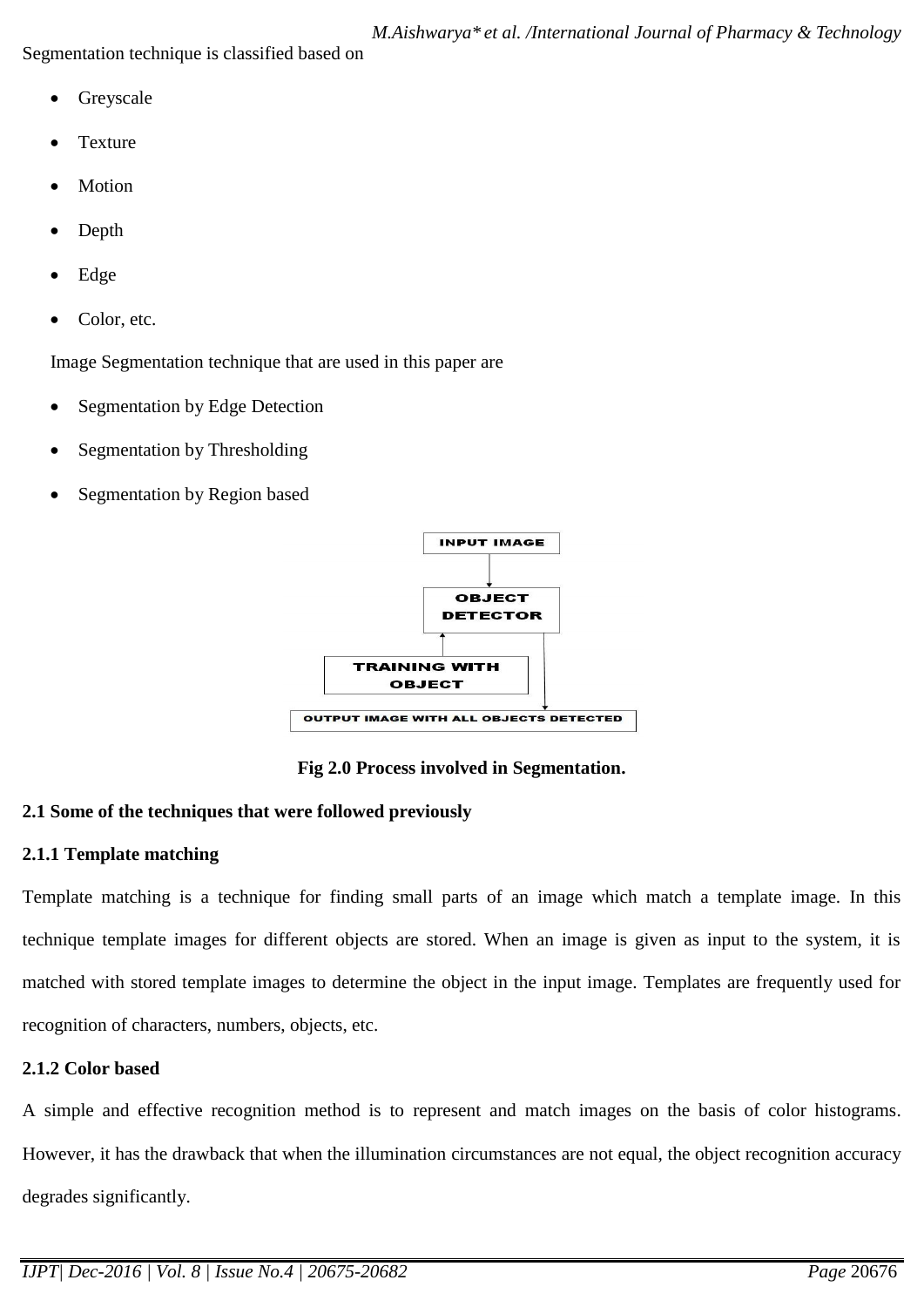Segmentation technique is classified based on

- Greyscale
- Texture
- Motion
- Depth
- Edge
- Color, etc.

Image Segmentation technique that are used in this paper are

- Segmentation by Edge Detection
- Segmentation by Thresholding
- Segmentation by Region based

INPUT IMAGE

OBJECT DETECTOR

TRAINING WITH OBJECT

OUTPUT IMAGE WITH ALL OBJECTS DETECTED

**Fig 2.0 Process involved in Segmentation.**

**2.1 Some of the techniques that were followed previously**

**2.1.1 Template matching**

Template matching is a technique for finding small parts of an image which match a template image. In this technique template images for different objects are stored. When an image is given as input to the system, it is matched with stored template images to determine the object in the input image. Templates are frequently used for recognition of characters, numbers, objects, etc.

**2.1.2 Color based**

A simple and effective recognition method is to represent and match images on the basis of color histograms. However, it has the drawback that when the illumination circumstances are not equal, the object recognition accuracy degrades significantly.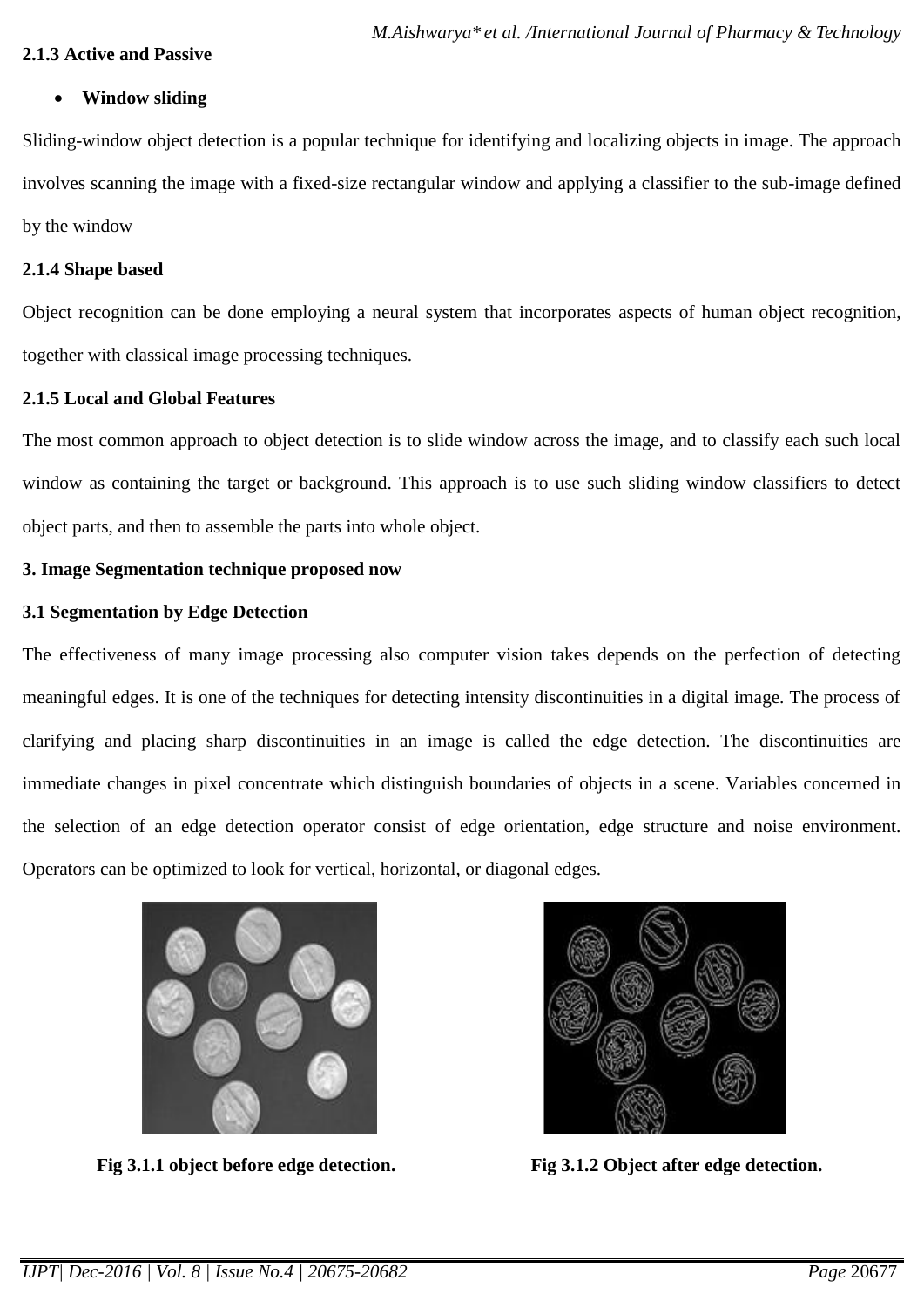### 2.1.3 Active and Passive

- **Window sliding**

Sliding-window object detection is a popular technique for identifying and localizing objects in image. The approach involves scanning the image with a fixed-size rectangular window and applying a classifier to the sub-image defined by the window

### 2.1.4 Shape based

Object recognition can be done employing a neural system that incorporates aspects of human object recognition, together with classical image processing techniques.

### 2.1.5 Local and Global Features

The most common approach to object detection is to slide window across the image, and to classify each such local window as containing the target or background. This approach is to use such sliding window classifiers to detect object parts, and then to assemble the parts into whole object.

## 3. Image Segmentation technique proposed now

### 3.1 Segmentation by Edge Detection

The effectiveness of many image processing also computer vision takes depends on the perfection of detecting meaningful edges. It is one of the techniques for detecting intensity discontinuities in a digital image. The process of clarifying and placing sharp discontinuities in an image is called the edge detection. The discontinuities are immediate changes in pixel concentrate which distinguish boundaries of objects in a scene. Variables concerned in the selection of an edge detection operator consist of edge orientation, edge structure and noise environment. Operators can be optimized to look for vertical, horizontal, or diagonal edges.

**Fig 3.1.1 object before edge detection.**

**Fig 3.1.2 Object after edge detection.**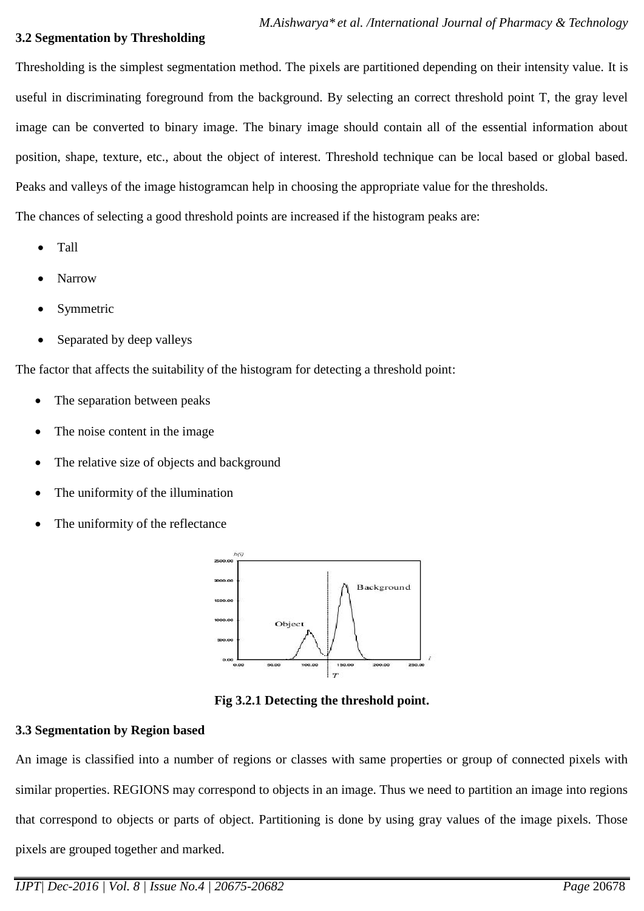### 3.2 Segmentation by Thresholding

Thresholding is the simplest segmentation method. The pixels are partitioned depending on their intensity value. It is useful in discriminating foreground from the background. By selecting an correct threshold point T, the gray level image can be converted to binary image. The binary image should contain all of the essential information about position, shape, texture, etc., about the object of interest. Threshold technique can be local based or global based. Peaks and valleys of the image histogramcan help in choosing the appropriate value for the thresholds.

The chances of selecting a good threshold points are increased if the histogram peaks are:

- Tall
- Narrow
- Symmetric
- Separated by deep valleys

The factor that affects the suitability of the histogram for detecting a threshold point:

- The separation between peaks
- The noise content in the image
- The relative size of objects and background
- The uniformity of the illumination
- The uniformity of the reflectance

**Fig 3.2.1 Detecting the threshold point.**

### 3.3 Segmentation by Region based

An image is classified into a number of regions or classes with same properties or group of connected pixels with similar properties. REGIONS may correspond to objects in an image. Thus we need to partition an image into regions that correspond to objects or parts of object. Partitioning is done by using gray values of the image pixels. Those pixels are grouped together and marked.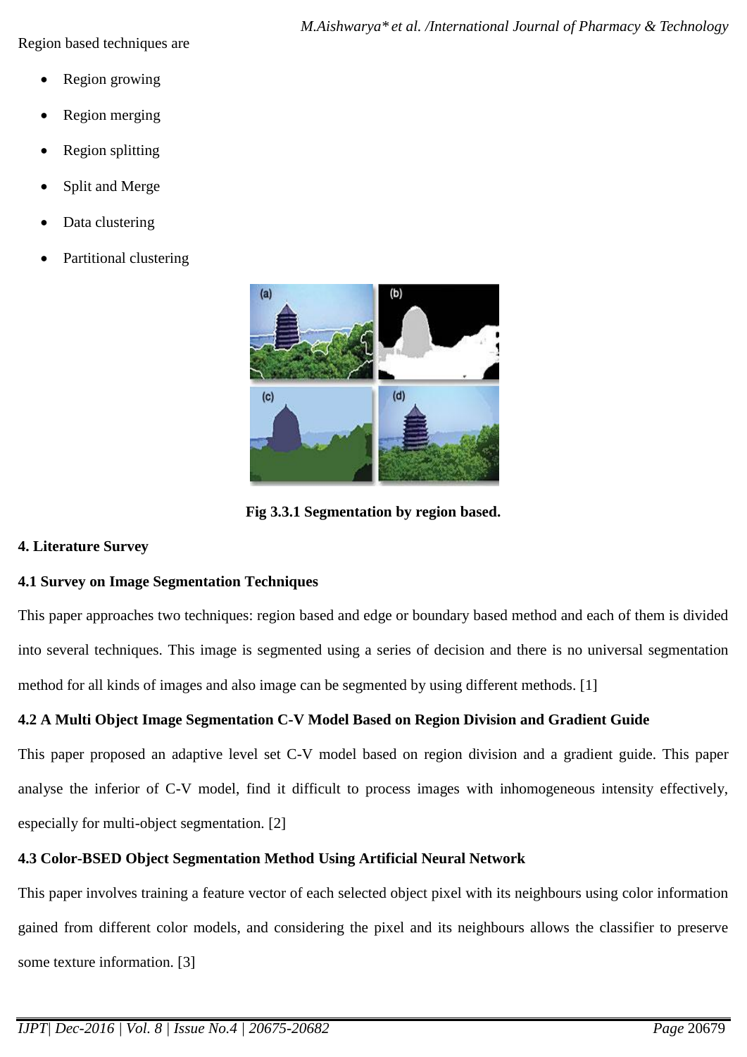Region based techniques are

- Region growing
- Region merging
- Region splitting
- Split and Merge
- Data clustering
- Partitional clustering

**Fig 3.3.1 Segmentation by region based.**

## 4. Literature Survey

### 4.1 Survey on Image Segmentation Techniques

This paper approaches two techniques: region based and edge or boundary based method and each of them is divided into several techniques. This image is segmented using a series of decision and there is no universal segmentation method for all kinds of images and also image can be segmented by using different methods. [1]

### 4.2 A Multi Object Image Segmentation C-V Model Based on Region Division and Gradient Guide

This paper proposed an adaptive level set C-V model based on region division and a gradient guide. This paper analyse the inferior of C-V model, find it difficult to process images with inhomogeneous intensity effectively, especially for multi-object segmentation. [2]

### 4.3 Color-BSED Object Segmentation Method Using Artificial Neural Network

This paper involves training a feature vector of each selected object pixel with its neighbours using color information gained from different color models, and considering the pixel and its neighbours allows the classifier to preserve some texture information. [3]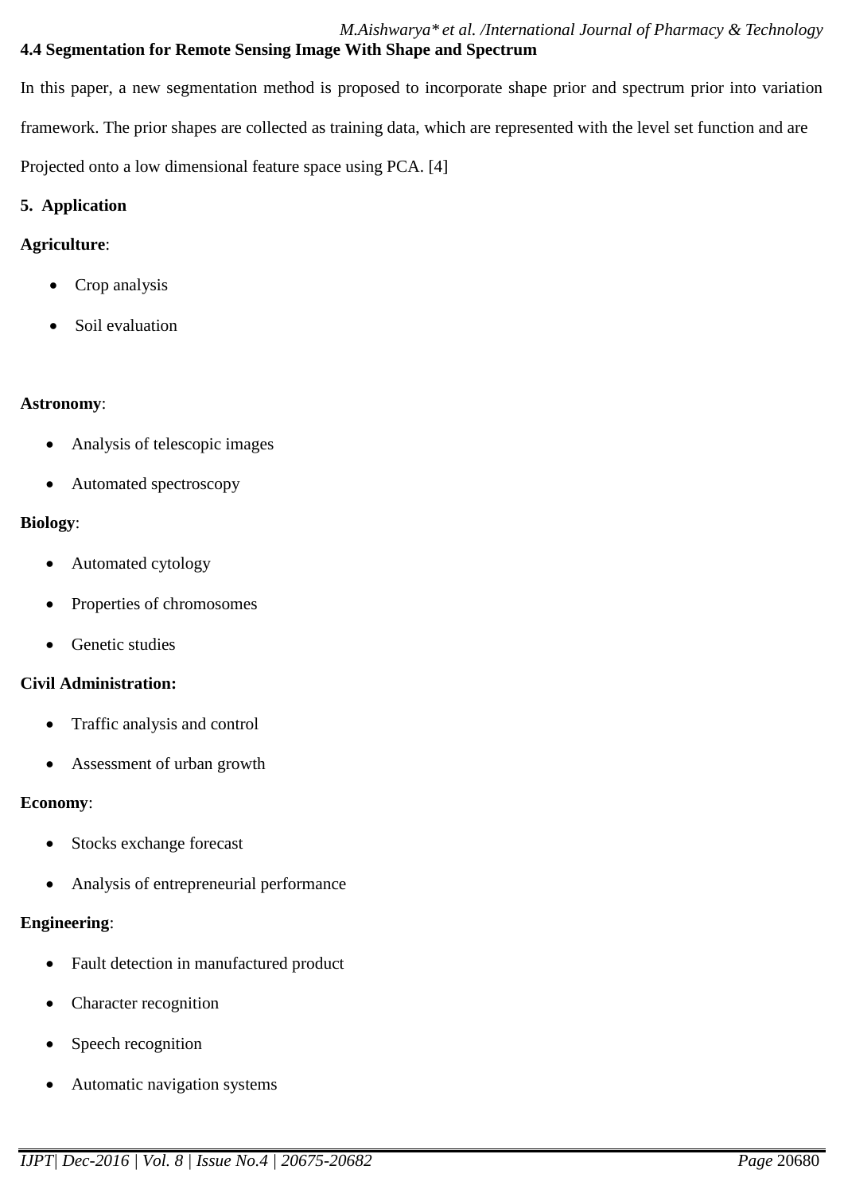### 4.4 Segmentation for Remote Sensing Image With Shape and Spectrum

In this paper, a new segmentation method is proposed to incorporate shape prior and spectrum prior into variation framework. The prior shapes are collected as training data, which are represented with the level set function and are Projected onto a low dimensional feature space using PCA. [4]

## 5. Application

**Agriculture**:

- Crop analysis
- Soil evaluation

**Astronomy**:

- Analysis of telescopic images
- Automated spectroscopy

**Biology**:

- Automated cytology
- Properties of chromosomes
- Genetic studies

**Civil Administration:**

- Traffic analysis and control
- Assessment of urban growth

**Economy**:

- Stocks exchange forecast
- Analysis of entrepreneurial performance

**Engineering**:

- Fault detection in manufactured product
- Character recognition
- Speech recognition
- Automatic navigation systems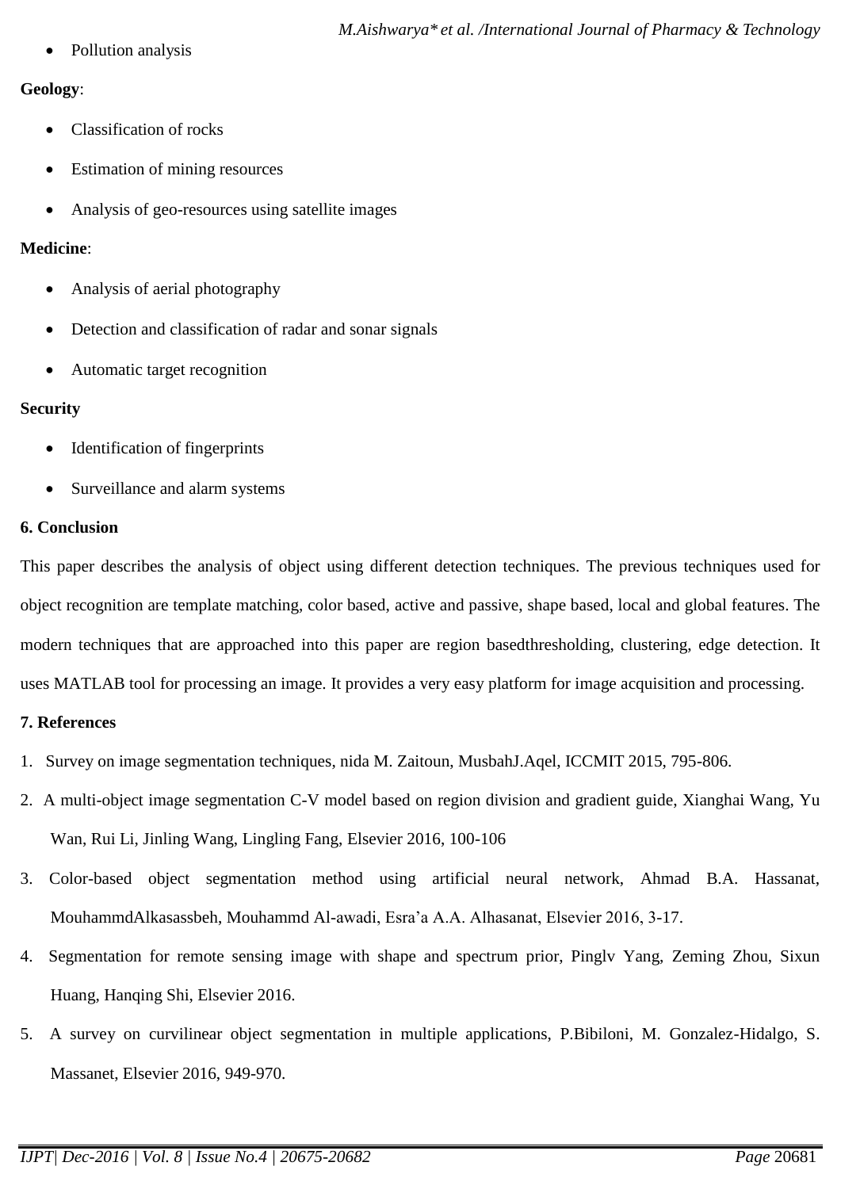- Pollution analysis

**Geology**:

- Classification of rocks
- Estimation of mining resources
- Analysis of geo-resources using satellite images

**Medicine**:

- Analysis of aerial photography
- Detection and classification of radar and sonar signals
- Automatic target recognition

**Security**

- Identification of fingerprints
- Surveillance and alarm systems

## 6. Conclusion

This paper describes the analysis of object using different detection techniques. The previous techniques used for object recognition are template matching, color based, active and passive, shape based, local and global features. The modern techniques that are approached into this paper are region basedthresholding, clustering, edge detection. It uses MATLAB tool for processing an image. It provides a very easy platform for image acquisition and processing.

## 7. References

1. Survey on image segmentation techniques, nida M. Zaitoun, MusbahJ.Aqel, ICCMIT 2015, 795-806.
2. A multi-object image segmentation C-V model based on region division and gradient guide, Xianghai Wang, Yu Wan, Rui Li, Jinling Wang, Lingling Fang, Elsevier 2016, 100-106
3. Color-based object segmentation method using artificial neural network, Ahmad B.A. Hassanat, MouhammdAlkasassbeh, Mouhammd Al-awadi, Esra'a A.A. Alhasanat, Elsevier 2016, 3-17.
4. Segmentation for remote sensing image with shape and spectrum prior, Pinglv Yang, Zeming Zhou, Sixun Huang, Hanqing Shi, Elsevier 2016.
5. A survey on curvilinear object segmentation in multiple applications, P.Bibiloni, M. Gonzalez-Hidalgo, S. Massanet, Elsevier 2016, 949-970.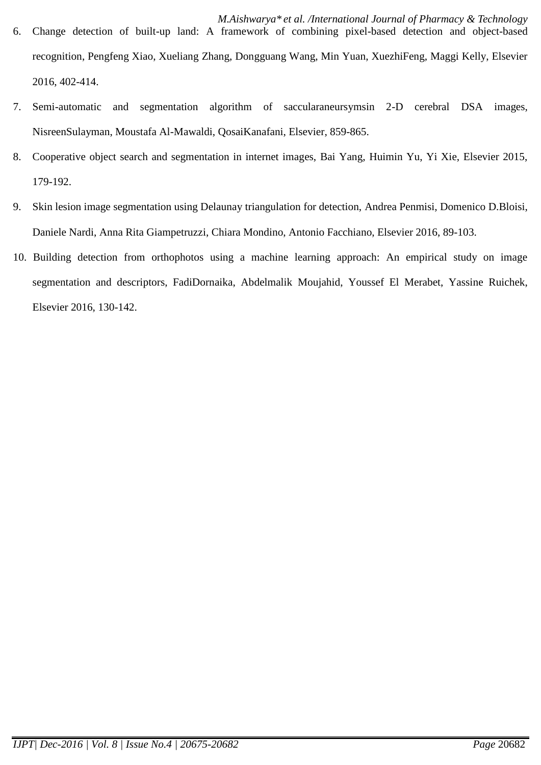6. Change detection of built-up land: A framework of combining pixel-based detection and object-based recognition, Pengfeng Xiao, Xueliang Zhang, Dongguang Wang, Min Yuan, XuezhiFeng, Maggi Kelly, Elsevier 2016, 402-414.
7. Semi-automatic and segmentation algorithm of saccularaneursymsin 2-D cerebral DSA images, NisreenSulayman, Moustafa Al-Mawaldi, QosaiKanafani, Elsevier, 859-865.
8. Cooperative object search and segmentation in internet images, Bai Yang, Huimin Yu, Yi Xie, Elsevier 2015, 179-192.
9. Skin lesion image segmentation using Delaunay triangulation for detection, Andrea Penmisi, Domenico D.Bloisi, Daniele Nardi, Anna Rita Giampetruzzi, Chiara Mondino, Antonio Facchiano, Elsevier 2016, 89-103.
10. Building detection from orthophotos using a machine learning approach: An empirical study on image segmentation and descriptors, FadiDornaika, Abdelmalik Moujahid, Youssef El Merabet, Yassine Ruichek, Elsevier 2016, 130-142.